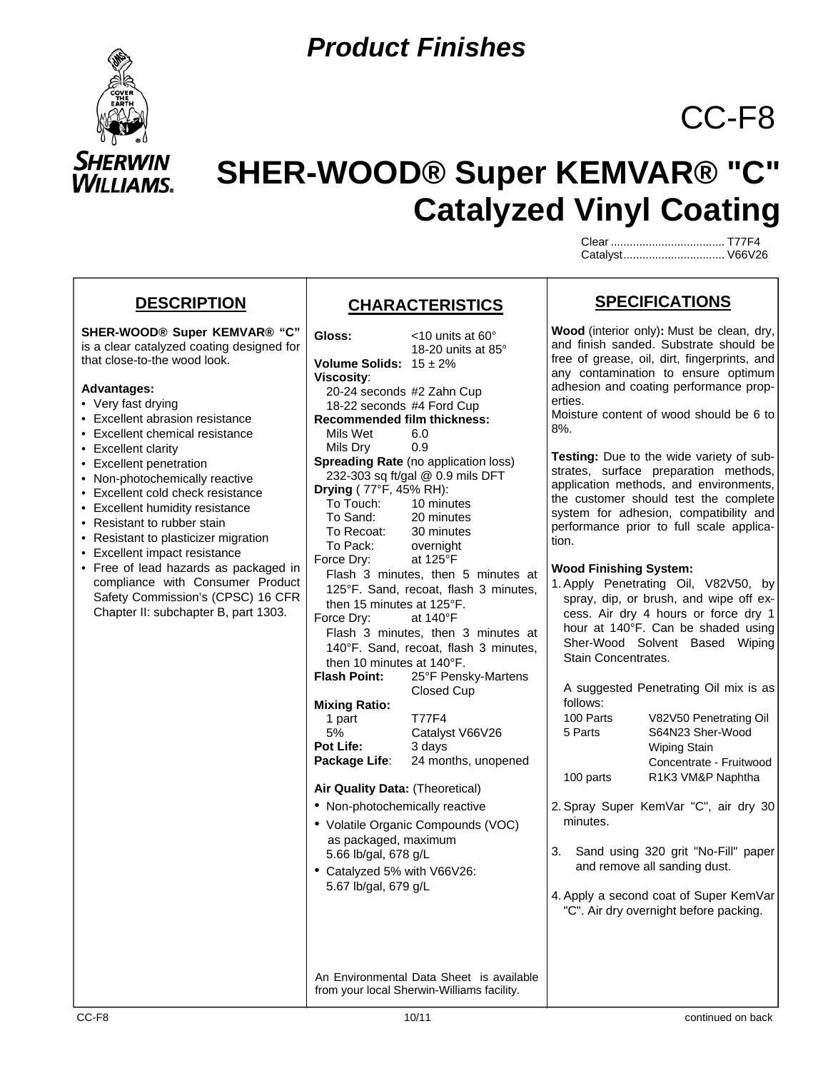# Product Finishes

CC-F8

# SHER-WOOD® Super KEMVAR® "C" Catalyzed Vinyl Coating

Clear .................................... T77F4
Catalyst................................ V66V26

## DESCRIPTION

**SHER-WOOD® Super KEMVAR® "C"** is a clear catalyzed coating designed for that close-to-the wood look.

**Advantages:**

- Very fast drying
- Excellent abrasion resistance
- Excellent chemical resistance
- Excellent clarity
- Excellent penetration
- Non-photochemically reactive
- Excellent cold check resistance
- Excellent humidity resistance
- Resistant to rubber stain
- Resistant to plasticizer migration
- Excellent impact resistance
- Free of lead hazards as packaged in compliance with Consumer Product Safety Commission's (CPSC) 16 CFR Chapter II: subchapter B, part 1303.

## CHARACTERISTICS

**Gloss:** <10 units at 60°
18-20 units at 85°

**Volume Solids:** 15 ± 2%

**Viscosity**:
20-24 seconds #2 Zahn Cup
18-22 seconds #4 Ford Cup

**Recommended film thickness:**
Mils Wet 6.0
Mils Dry 0.9

**Spreading Rate** (no application loss)
232-303 sq ft/gal @ 0.9 mils DFT

**Drying** ( 77°F, 45% RH):
To Touch: 10 minutes
To Sand: 20 minutes
To Recoat: 30 minutes
To Pack: overnight

Force Dry: at 125°F
Flash 3 minutes, then 5 minutes at 125°F. Sand, recoat, flash 3 minutes, then 15 minutes at 125°F.

Force Dry: at 140°F
Flash 3 minutes, then 3 minutes at 140°F. Sand, recoat, flash 3 minutes, then 10 minutes at 140°F.

**Flash Point:** 25°F Pensky-Martens Closed Cup

**Mixing Ratio:**
1 part T77F4
5% Catalyst V66V26

**Pot Life:** 3 days

**Package Life**: 24 months, unopened

**Air Quality Data:** (Theoretical)

- Non-photochemically reactive
- Volatile Organic Compounds (VOC) as packaged, maximum
5.66 lb/gal, 678 g/L
- Catalyzed 5% with V66V26:
5.67 lb/gal, 679 g/L

An Environmental Data Sheet is available from your local Sherwin-Williams facility.

## SPECIFICATIONS

**Wood** (interior only)**:** Must be clean, dry, and finish sanded. Substrate should be free of grease, oil, dirt, fingerprints, and any contamination to ensure optimum adhesion and coating performance properties.
Moisture content of wood should be 6 to 8%.

**Testing:** Due to the wide variety of substrates, surface preparation methods, application methods, and environments, the customer should test the complete system for adhesion, compatibility and performance prior to full scale application.

**Wood Finishing System:**

1. Apply Penetrating Oil, V82V50, by spray, dip, or brush, and wipe off excess. Air dry 4 hours or force dry 1 hour at 140°F. Can be shaded using Sher-Wood Solvent Based Wiping Stain Concentrates.

   A suggested Penetrating Oil mix is as follows:

   | | |
   |---|---|
   | 100 Parts | V82V50 Penetrating Oil |
   | 5 Parts | S64N23 Sher-Wood Wiping Stain Concentrate - Fruitwood |
   | 100 parts | R1K3 VM&P Naphtha |

2. Spray Super KemVar "C", air dry 30 minutes.
3. Sand using 320 grit "No-Fill" paper and remove all sanding dust.
4. Apply a second coat of Super KemVar "C". Air dry overnight before packing.

10/11

continued on back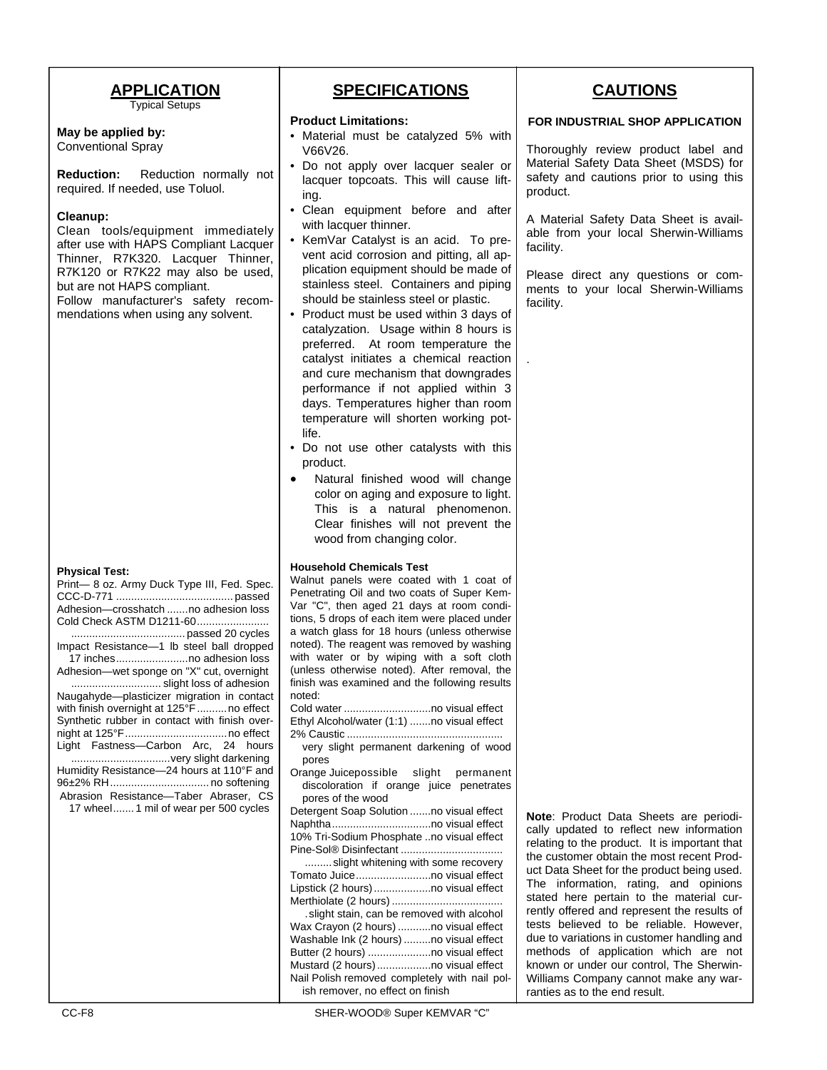## APPLICATION

Typical Setups

**May be applied by:**
Conventional Spray

**Reduction:** Reduction normally not required. If needed, use Toluol.

**Cleanup:**
Clean tools/equipment immediately after use with HAPS Compliant Lacquer Thinner, R7K320. Lacquer Thinner, R7K120 or R7K22 may also be used, but are not HAPS compliant.
Follow manufacturer's safety recommendations when using any solvent.

**Physical Test:**

Print— 8 oz. Army Duck Type III, Fed. Spec. CCC-D-771 ....................................... passed
Adhesion—crosshatch .......no adhesion loss
Cold Check ASTM D1211-60........................ ..................................... passed 20 cycles
Impact Resistance—1 lb steel ball dropped 17 inches........................no adhesion loss
Adhesion—wet sponge on "X" cut, overnight .............................. slight loss of adhesion
Naugahyde—plasticizer migration in contact with finish overnight at 125°F ..........no effect
Synthetic rubber in contact with finish overnight at 125°F..................................no effect
Light Fastness—Carbon Arc, 24 hours .................................very slight darkening
Humidity Resistance—24 hours at 110°F and 96±2% RH................................. no softening
Abrasion Resistance—Taber Abraser, CS 17 wheel....... 1 mil of wear per 500 cycles

## SPECIFICATIONS

**Product Limitations:**

- Material must be catalyzed 5% with V66V26.
- Do not apply over lacquer sealer or lacquer topcoats. This will cause lifting.
- Clean equipment before and after with lacquer thinner.
- KemVar Catalyst is an acid. To prevent acid corrosion and pitting, all application equipment should be made of stainless steel. Containers and piping should be stainless steel or plastic.
- Product must be used within 3 days of catalyzation. Usage within 8 hours is preferred. At room temperature the catalyst initiates a chemical reaction and cure mechanism that downgrades performance if not applied within 3 days. Temperatures higher than room temperature will shorten working pot-life.
- Do not use other catalysts with this product.
- Natural finished wood will change color on aging and exposure to light. This is a natural phenomenon. Clear finishes will not prevent the wood from changing color.

**Household Chemicals Test**

Walnut panels were coated with 1 coat of Penetrating Oil and two coats of Super Kem-Var "C", then aged 21 days at room conditions, 5 drops of each item were placed under a watch glass for 18 hours (unless otherwise noted). The reagent was removed by washing with water or by wiping with a soft cloth (unless otherwise noted). After removal, the finish was examined and the following results noted:

Cold water .............................no visual effect
Ethyl Alcohol/water (1:1) .......no visual effect
2% Caustic ....................................................
very slight permanent darkening of wood pores
Orange Juicepossible slight permanent discoloration if orange juice penetrates pores of the wood
Detergent Soap Solution .......no visual effect
Naphtha.................................no visual effect
10% Tri-Sodium Phosphate ..no visual effect
Pine-Sol® Disinfectant ................................. .........slight whitening with some recovery
Tomato Juice.........................no visual effect
Lipstick (2 hours)...................no visual effect
Merthiolate (2 hours) .................................... .slight stain, can be removed with alcohol
Wax Crayon (2 hours) ...........no visual effect
Washable Ink (2 hours) .........no visual effect
Butter (2 hours) .....................no visual effect
Mustard (2 hours)..................no visual effect
Nail Polish removed completely with nail polish remover, no effect on finish

## CAUTIONS

**FOR INDUSTRIAL SHOP APPLICATION**

Thoroughly review product label and Material Safety Data Sheet (MSDS) for safety and cautions prior to using this product.

A Material Safety Data Sheet is available from your local Sherwin-Williams facility.

Please direct any questions or comments to your local Sherwin-Williams facility.

**Note**: Product Data Sheets are periodically updated to reflect new information relating to the product. It is important that the customer obtain the most recent Product Data Sheet for the product being used. The information, rating, and opinions stated here pertain to the material currently offered and represent the results of tests believed to be reliable. However, due to variations in customer handling and methods of application which are not known or under our control, The Sherwin-Williams Company cannot make any warranties as to the end result.

CC-F8 SHER-WOOD® Super KEMVAR "C"